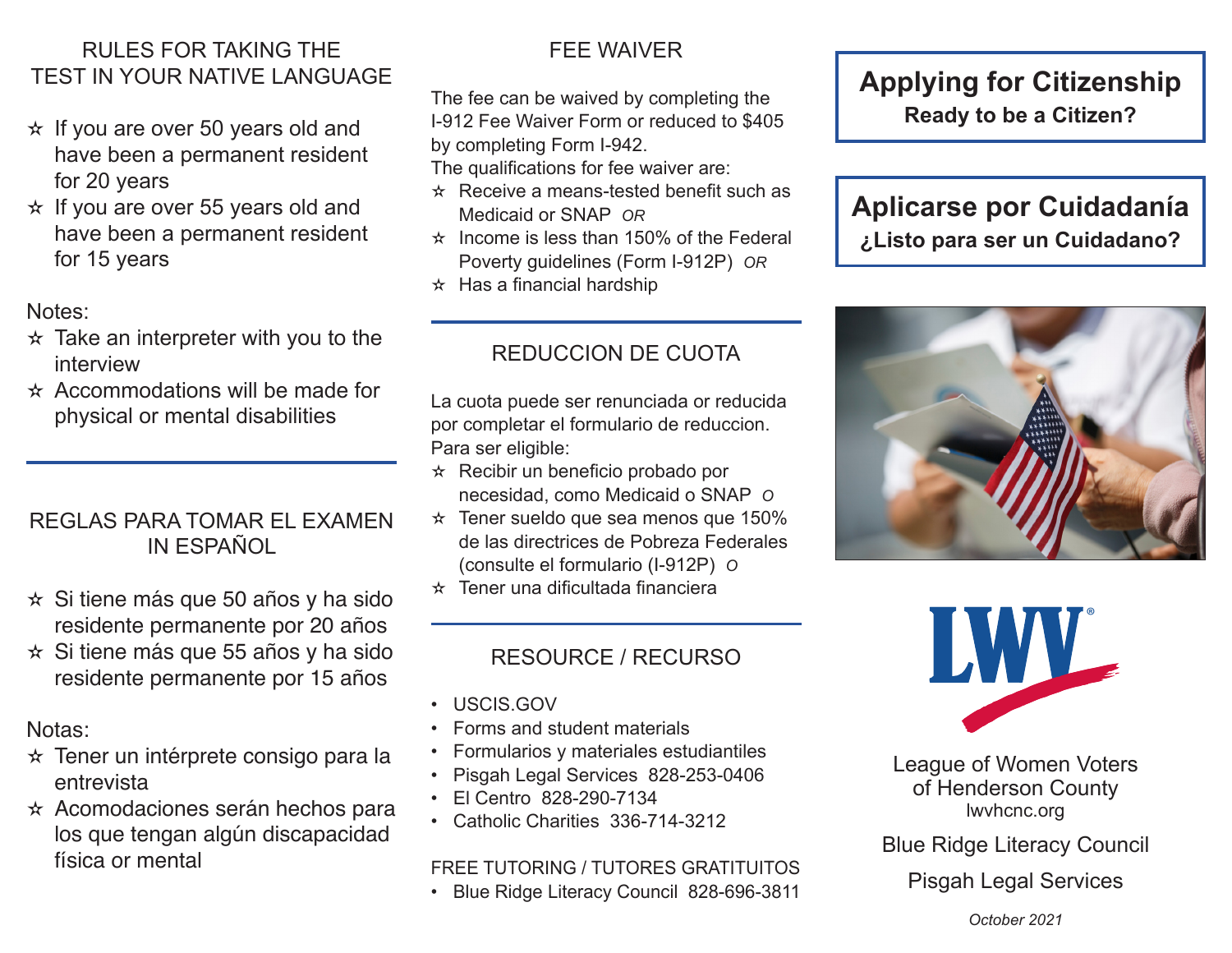## RULES FOR TAKING THE TEST IN YOUR NATIVE LANGUAGE

- ☆ If you are over 50 years old and have been a permanent resident for 20 years
- ☆ If you are over 55 years old and have been a permanent resident for 15 years

Notes:

- ☆ Take an interpreter with you to the interview
- ☆ Accommodations will be made for physical or mental disabilities

## REGLAS PARA TOMAR EL EXAMEN IN ESPAÑOL

- ☆ Si tiene más que 50 años y ha sido residente permanente por 20 años
- ☆ Si tiene más que 55 años y ha sido residente permanente por 15 años

Notas:

- ☆ Tener un intérprete consigo para la entrevista
- ☆ Acomodaciones serán hechos para los que tengan algún discapacidad física or mental

## FEE WAIVER

The fee can be waived by completing the I-912 Fee Waiver Form or reduced to $405 by completing Form I-942.

The qualifications for fee waiver are:

- ☆ Receive a means-tested benefit such as Medicaid or SNAP *OR*
- ☆ Income is less than 150% of the Federal Poverty guidelines (Form I-912P) *OR*
- ☆ Has a financial hardship

## REDUCCION DE CUOTA

La cuota puede ser renunciada or reducida por completar el formulario de reduccion. Para ser eligible:

- ☆ Recibir un beneficio probado por necesidad, como Medicaid o SNAP *O*
- ☆ Tener sueldo que sea menos que 150% de las directrices de Pobreza Federales (consulte el formulario (I-912P) *O*
- ☆ Tener una dificultada financiera

## RESOURCE / RECURSO

- USCIS.GOV
- Forms and student materials
- Formularios y materiales estudiantiles
- Pisgah Legal Services 828-253-0406
- El Centro 828-290-7134
- Catholic Charities 336-714-3212

FREE TUTORING / TUTORES GRATITUITOS

- Blue Ridge Literacy Council 828-696-3811

# Applying for Citizenship

**Ready to be a Citizen?**

# Aplicarse por Cuidadanía

**¿Listo para ser un Cuidadano?**

LWV

League of Women Voters of Henderson County
lwvhcnc.org

Blue Ridge Literacy Council

Pisgah Legal Services

*October 2021*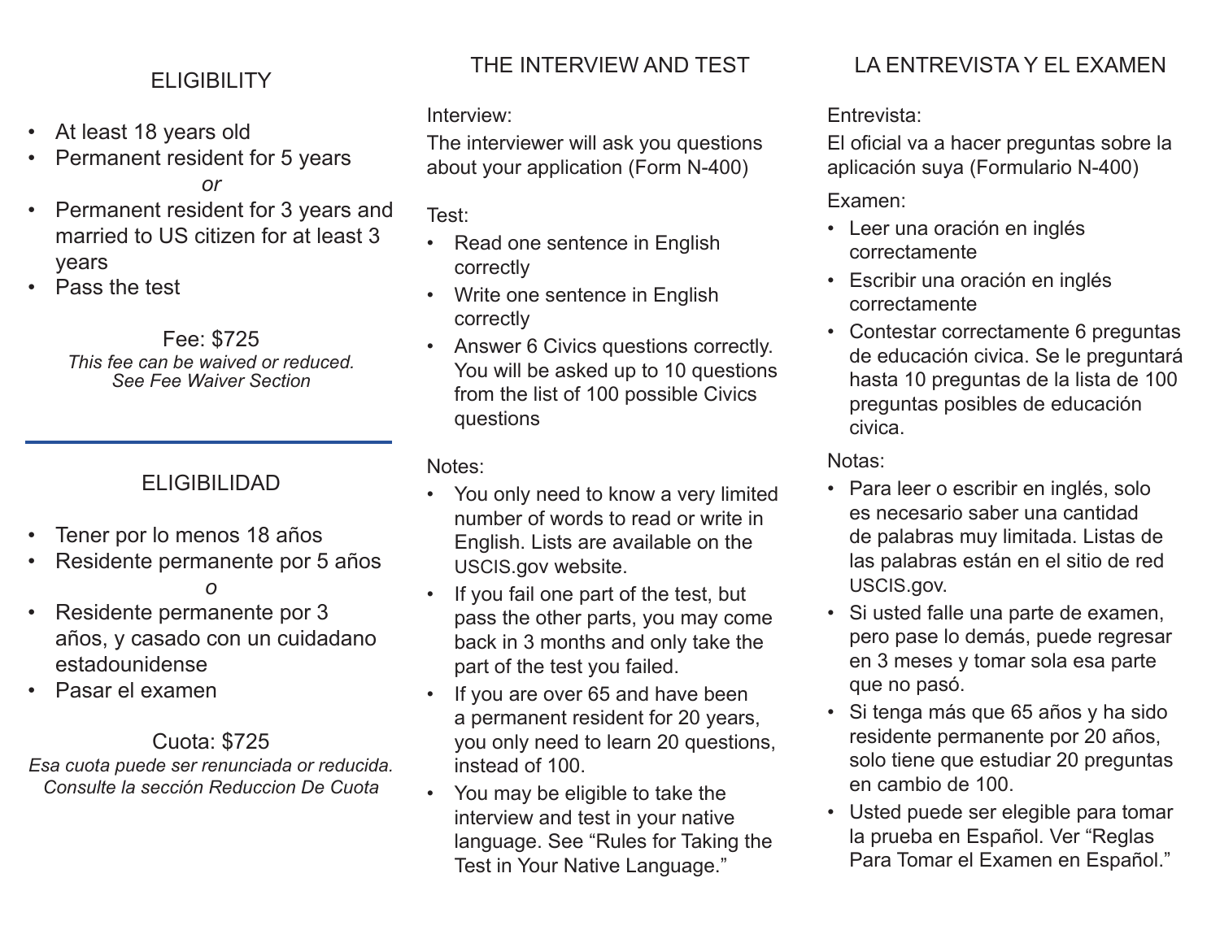## ELIGIBILITY

- At least 18 years old
- Permanent resident for 5 years

*or*

- Permanent resident for 3 years and married to US citizen for at least 3 years
- Pass the test

Fee: $725

*This fee can be waived or reduced. See Fee Waiver Section*

---

## ELIGIBILIDAD

- Tener por lo menos 18 años
- Residente permanente por 5 años

*o*

- Residente permanente por 3 años, y casado con un cuidadano estadounidense
- Pasar el examen

Cuota: $725

*Esa cuota puede ser renunciada or reducida. Consulte la sección Reduccion De Cuota*

## THE INTERVIEW AND TEST

Interview:

The interviewer will ask you questions about your application (Form N-400)

Test:

- Read one sentence in English correctly
- Write one sentence in English correctly
- Answer 6 Civics questions correctly. You will be asked up to 10 questions from the list of 100 possible Civics questions

Notes:

- You only need to know a very limited number of words to read or write in English. Lists are available on the USCIS.gov website.
- If you fail one part of the test, but pass the other parts, you may come back in 3 months and only take the part of the test you failed.
- If you are over 65 and have been a permanent resident for 20 years, you only need to learn 20 questions, instead of 100.
- You may be eligible to take the interview and test in your native language. See "Rules for Taking the Test in Your Native Language."

## LA ENTREVISTA Y EL EXAMEN

Entrevista:

El oficial va a hacer preguntas sobre la aplicación suya (Formulario N-400)

Examen:

- Leer una oración en inglés correctamente
- Escribir una oración en inglés correctamente
- Contestar correctamente 6 preguntas de educación civica. Se le preguntará hasta 10 preguntas de la lista de 100 preguntas posibles de educación civica.

Notas:

- Para leer o escribir en inglés, solo es necesario saber una cantidad de palabras muy limitada. Listas de las palabras están en el sitio de red USCIS.gov.
- Si usted falle una parte de examen, pero pase lo demás, puede regresar en 3 meses y tomar sola esa parte que no pasó.
- Si tenga más que 65 años y ha sido residente permanente por 20 años, solo tiene que estudiar 20 preguntas en cambio de 100.
- Usted puede ser elegible para tomar la prueba en Español. Ver "Reglas Para Tomar el Examen en Español."